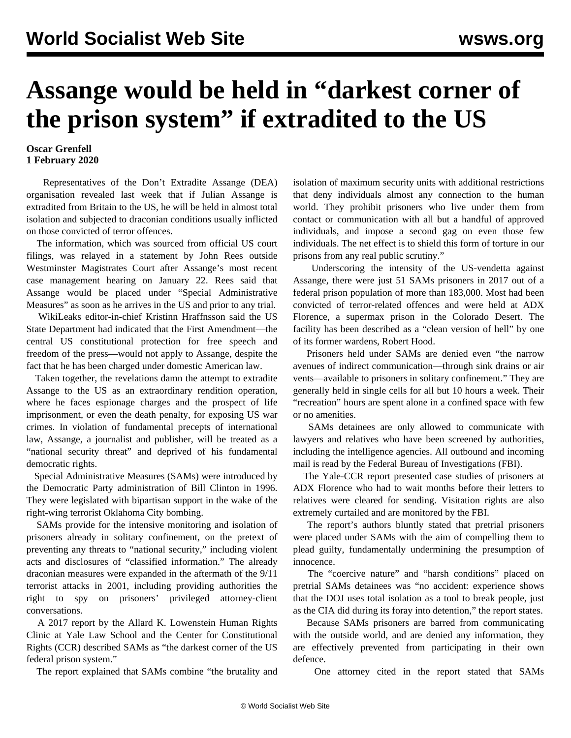# Assange would be held in "darkest corner of the prison system" if extradited to the US

**Oscar Grenfell**
**1 February 2020**

Representatives of the Don't Extradite Assange (DEA) organisation revealed last week that if Julian Assange is extradited from Britain to the US, he will be held in almost total isolation and subjected to draconian conditions usually inflicted on those convicted of terror offences.

The information, which was sourced from official US court filings, was relayed in a statement by John Rees outside Westminster Magistrates Court after Assange's most recent case management hearing on January 22. Rees said that Assange would be placed under "Special Administrative Measures" as soon as he arrives in the US and prior to any trial.

WikiLeaks editor-in-chief Kristinn Hraffnsson said the US State Department had indicated that the First Amendment—the central US constitutional protection for free speech and freedom of the press—would not apply to Assange, despite the fact that he has been charged under domestic American law.

Taken together, the revelations damn the attempt to extradite Assange to the US as an extraordinary rendition operation, where he faces espionage charges and the prospect of life imprisonment, or even the death penalty, for exposing US war crimes. In violation of fundamental precepts of international law, Assange, a journalist and publisher, will be treated as a "national security threat" and deprived of his fundamental democratic rights.

Special Administrative Measures (SAMs) were introduced by the Democratic Party administration of Bill Clinton in 1996. They were legislated with bipartisan support in the wake of the right-wing terrorist Oklahoma City bombing.

SAMs provide for the intensive monitoring and isolation of prisoners already in solitary confinement, on the pretext of preventing any threats to "national security," including violent acts and disclosures of "classified information." The already draconian measures were expanded in the aftermath of the 9/11 terrorist attacks in 2001, including providing authorities the right to spy on prisoners' privileged attorney-client conversations.

A 2017 report by the Allard K. Lowenstein Human Rights Clinic at Yale Law School and the Center for Constitutional Rights (CCR) described SAMs as "the darkest corner of the US federal prison system."

The report explained that SAMs combine "the brutality and isolation of maximum security units with additional restrictions that deny individuals almost any connection to the human world. They prohibit prisoners who live under them from contact or communication with all but a handful of approved individuals, and impose a second gag on even those few individuals. The net effect is to shield this form of torture in our prisons from any real public scrutiny."

Underscoring the intensity of the US-vendetta against Assange, there were just 51 SAMs prisoners in 2017 out of a federal prison population of more than 183,000. Most had been convicted of terror-related offences and were held at ADX Florence, a supermax prison in the Colorado Desert. The facility has been described as a "clean version of hell" by one of its former wardens, Robert Hood.

Prisoners held under SAMs are denied even "the narrow avenues of indirect communication—through sink drains or air vents—available to prisoners in solitary confinement." They are generally held in single cells for all but 10 hours a week. Their "recreation" hours are spent alone in a confined space with few or no amenities.

SAMs detainees are only allowed to communicate with lawyers and relatives who have been screened by authorities, including the intelligence agencies. All outbound and incoming mail is read by the Federal Bureau of Investigations (FBI).

The Yale-CCR report presented case studies of prisoners at ADX Florence who had to wait months before their letters to relatives were cleared for sending. Visitation rights are also extremely curtailed and are monitored by the FBI.

The report's authors bluntly stated that pretrial prisoners were placed under SAMs with the aim of compelling them to plead guilty, fundamentally undermining the presumption of innocence.

The "coercive nature" and "harsh conditions" placed on pretrial SAMs detainees was "no accident: experience shows that the DOJ uses total isolation as a tool to break people, just as the CIA did during its foray into detention," the report states.

Because SAMs prisoners are barred from communicating with the outside world, and are denied any information, they are effectively prevented from participating in their own defence.

One attorney cited in the report stated that SAMs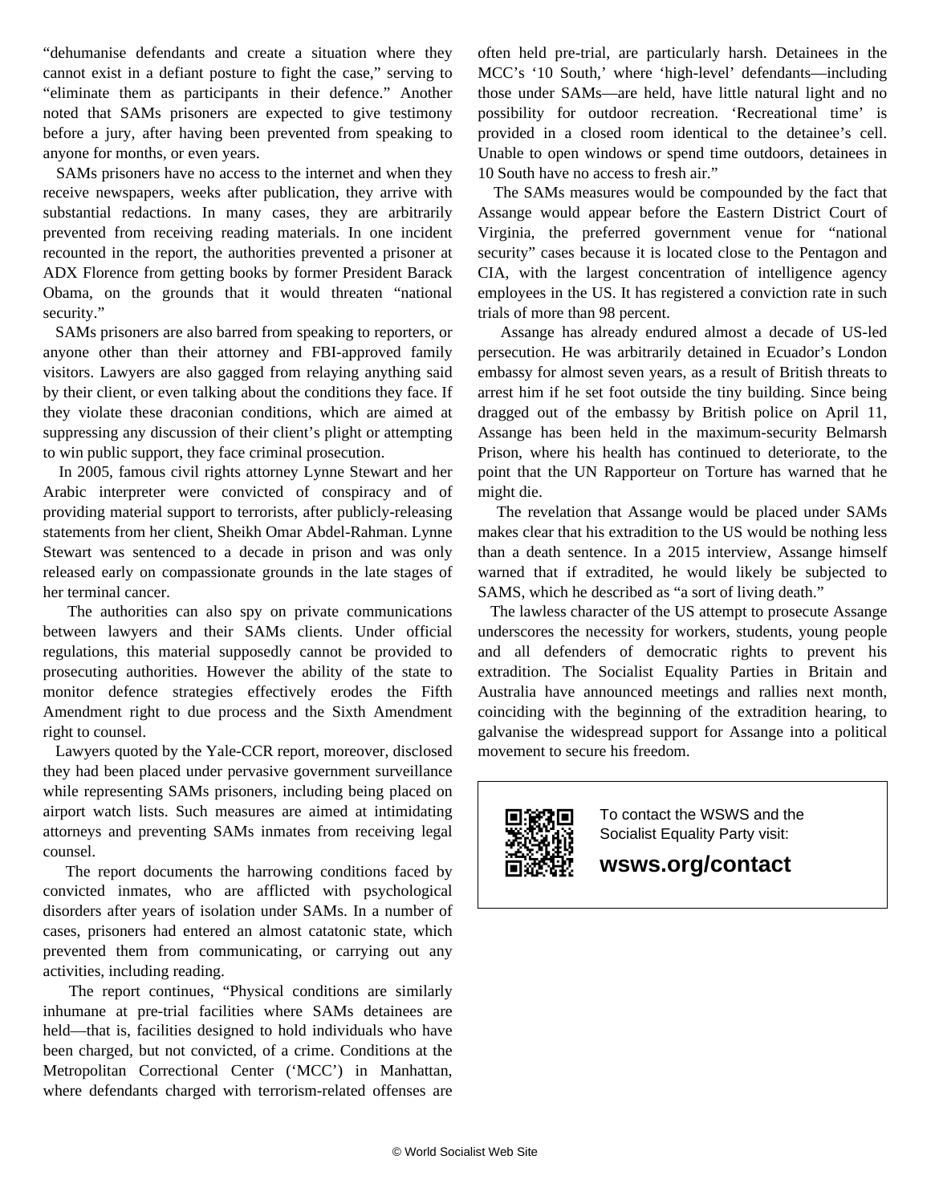"dehumanise defendants and create a situation where they cannot exist in a defiant posture to fight the case," serving to "eliminate them as participants in their defence." Another noted that SAMs prisoners are expected to give testimony before a jury, after having been prevented from speaking to anyone for months, or even years.

SAMs prisoners have no access to the internet and when they receive newspapers, weeks after publication, they arrive with substantial redactions. In many cases, they are arbitrarily prevented from receiving reading materials. In one incident recounted in the report, the authorities prevented a prisoner at ADX Florence from getting books by former President Barack Obama, on the grounds that it would threaten "national security."

SAMs prisoners are also barred from speaking to reporters, or anyone other than their attorney and FBI-approved family visitors. Lawyers are also gagged from relaying anything said by their client, or even talking about the conditions they face. If they violate these draconian conditions, which are aimed at suppressing any discussion of their client's plight or attempting to win public support, they face criminal prosecution.

In 2005, famous civil rights attorney Lynne Stewart and her Arabic interpreter were convicted of conspiracy and of providing material support to terrorists, after publicly-releasing statements from her client, Sheikh Omar Abdel-Rahman. Lynne Stewart was sentenced to a decade in prison and was only released early on compassionate grounds in the late stages of her terminal cancer.

The authorities can also spy on private communications between lawyers and their SAMs clients. Under official regulations, this material supposedly cannot be provided to prosecuting authorities. However the ability of the state to monitor defence strategies effectively erodes the Fifth Amendment right to due process and the Sixth Amendment right to counsel.

Lawyers quoted by the Yale-CCR report, moreover, disclosed they had been placed under pervasive government surveillance while representing SAMs prisoners, including being placed on airport watch lists. Such measures are aimed at intimidating attorneys and preventing SAMs inmates from receiving legal counsel.

The report documents the harrowing conditions faced by convicted inmates, who are afflicted with psychological disorders after years of isolation under SAMs. In a number of cases, prisoners had entered an almost catatonic state, which prevented them from communicating, or carrying out any activities, including reading.

The report continues, "Physical conditions are similarly inhumane at pre-trial facilities where SAMs detainees are held—that is, facilities designed to hold individuals who have been charged, but not convicted, of a crime. Conditions at the Metropolitan Correctional Center ('MCC') in Manhattan, where defendants charged with terrorism-related offenses are often held pre-trial, are particularly harsh. Detainees in the MCC's '10 South,' where 'high-level' defendants—including those under SAMs—are held, have little natural light and no possibility for outdoor recreation. 'Recreational time' is provided in a closed room identical to the detainee's cell. Unable to open windows or spend time outdoors, detainees in 10 South have no access to fresh air."

The SAMs measures would be compounded by the fact that Assange would appear before the Eastern District Court of Virginia, the preferred government venue for "national security" cases because it is located close to the Pentagon and CIA, with the largest concentration of intelligence agency employees in the US. It has registered a conviction rate in such trials of more than 98 percent.

Assange has already endured almost a decade of US-led persecution. He was arbitrarily detained in Ecuador's London embassy for almost seven years, as a result of British threats to arrest him if he set foot outside the tiny building. Since being dragged out of the embassy by British police on April 11, Assange has been held in the maximum-security Belmarsh Prison, where his health has continued to deteriorate, to the point that the UN Rapporteur on Torture has warned that he might die.

The revelation that Assange would be placed under SAMs makes clear that his extradition to the US would be nothing less than a death sentence. In a 2015 interview, Assange himself warned that if extradited, he would likely be subjected to SAMS, which he described as "a sort of living death."

The lawless character of the US attempt to prosecute Assange underscores the necessity for workers, students, young people and all defenders of democratic rights to prevent his extradition. The Socialist Equality Parties in Britain and Australia have announced meetings and rallies next month, coinciding with the beginning of the extradition hearing, to galvanise the widespread support for Assange into a political movement to secure his freedom.

To contact the WSWS and the Socialist Equality Party visit:

**wsws.org/contact**